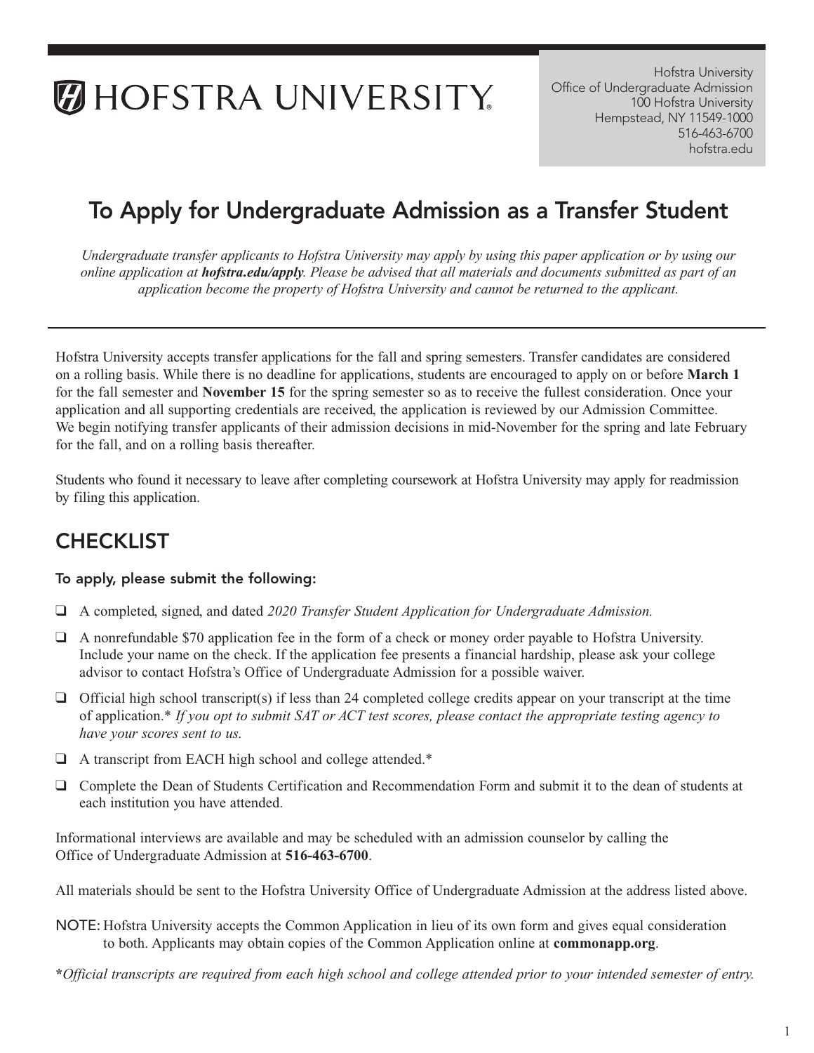# HOFSTRA UNIVERSITY

Hofstra University
Office of Undergraduate Admission
100 Hofstra University
Hempstead, NY 11549-1000
516-463-6700
hofstra.edu

## To Apply for Undergraduate Admission as a Transfer Student

*Undergraduate transfer applicants to Hofstra University may apply by using this paper application or by using our online application at **hofstra.edu/apply**. Please be advised that all materials and documents submitted as part of an application become the property of Hofstra University and cannot be returned to the applicant.*

---

Hofstra University accepts transfer applications for the fall and spring semesters. Transfer candidates are considered on a rolling basis. While there is no deadline for applications, students are encouraged to apply on or before **March 1** for the fall semester and **November 15** for the spring semester so as to receive the fullest consideration. Once your application and all supporting credentials are received, the application is reviewed by our Admission Committee. We begin notifying transfer applicants of their admission decisions in mid-November for the spring and late February for the fall, and on a rolling basis thereafter.

Students who found it necessary to leave after completing coursework at Hofstra University may apply for readmission by filing this application.

## CHECKLIST

### To apply, please submit the following:

- ❑ A completed, signed, and dated *2020 Transfer Student Application for Undergraduate Admission.*
- ❑ A nonrefundable $70 application fee in the form of a check or money order payable to Hofstra University. Include your name on the check. If the application fee presents a financial hardship, please ask your college advisor to contact Hofstra's Office of Undergraduate Admission for a possible waiver.
- ❑ Official high school transcript(s) if less than 24 completed college credits appear on your transcript at the time of application.* *If you opt to submit SAT or ACT test scores, please contact the appropriate testing agency to have your scores sent to us.*
- ❑ A transcript from EACH high school and college attended.*
- ❑ Complete the Dean of Students Certification and Recommendation Form and submit it to the dean of students at each institution you have attended.

Informational interviews are available and may be scheduled with an admission counselor by calling the Office of Undergraduate Admission at **516-463-6700**.

All materials should be sent to the Hofstra University Office of Undergraduate Admission at the address listed above.

NOTE: Hofstra University accepts the Common Application in lieu of its own form and gives equal consideration to both. Applicants may obtain copies of the Common Application online at **commonapp.org**.

*\*Official transcripts are required from each high school and college attended prior to your intended semester of entry.*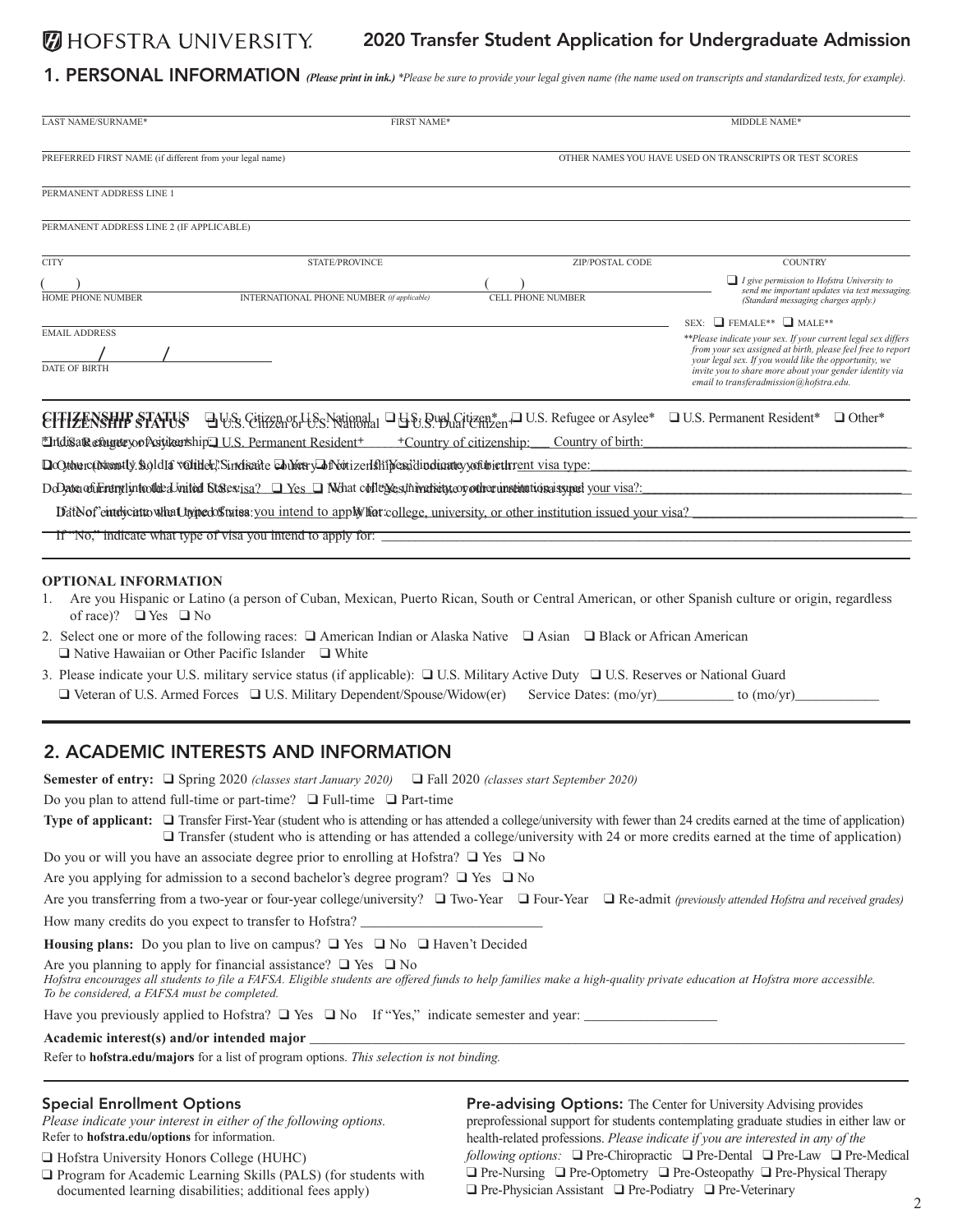# 2020 Transfer Student Application for Undergraduate Admission

## 1. PERSONAL INFORMATION *(Please print in ink.) *Please be sure to provide your legal given name (the name used on transcripts and standardized tests, for example).*

LAST NAME/SURNAME* ________________ FIRST NAME* ________________ MIDDLE NAME* ________________

PREFERRED FIRST NAME (if different from your legal name) ________________ OTHER NAMES YOU HAVE USED ON TRANSCRIPTS OR TEST SCORES ________________

PERMANENT ADDRESS LINE 1 ________________

PERMANENT ADDRESS LINE 2 (IF APPLICABLE) ________________

CITY ________________ STATE/PROVINCE ________________ ZIP/POSTAL CODE ________________ COUNTRY ________________

( ) HOME PHONE NUMBER ________________ INTERNATIONAL PHONE NUMBER *(if applicable)* ________________ ( ) CELL PHONE NUMBER ________________

❑ *I give permission to Hofstra University to send me important updates via text messaging. (Standard messaging charges apply.)*

EMAIL ADDRESS ________________

SEX: ❑ FEMALE** ❑ MALE**

*\*\*Please indicate your sex. If your current legal sex differs from your sex assigned at birth, please feel free to report your legal sex. If you would like the opportunity, we invite you to share more about your gender identity via email to transferadmission@hofstra.edu.*

DATE OF BIRTH ____ / ____ / ____

**CITIZENSHIP STATUS** ❑ U.S. Citizen or U.S. National ❑ U.S. Dual Citizen* ❑ U.S. Refugee or Asylee* ❑ U.S. Permanent Resident* ❑ Other*

*Indicate country of citizenship: ________________ Country of birth: ________________

Do you currently hold a valid U.S. visa? ❑ Yes ❑ No If "Yes," indicate your current visa type: ________________

Date of Entry into the United States: ________________ What college, university, or other institution issued your visa? ________________

If "No," indicate what type of visa you intend to apply for: ________________

### OPTIONAL INFORMATION

1. Are you Hispanic or Latino (a person of Cuban, Mexican, Puerto Rican, South or Central American, or other Spanish culture or origin, regardless of race)? ❑ Yes ❑ No
2. Select one or more of the following races: ❑ American Indian or Alaska Native ❑ Asian ❑ Black or African American ❑ Native Hawaiian or Other Pacific Islander ❑ White
3. Please indicate your U.S. military service status (if applicable): ❑ U.S. Military Active Duty ❑ U.S. Reserves or National Guard ❑ Veteran of U.S. Armed Forces ❑ U.S. Military Dependent/Spouse/Widow(er) Service Dates: (mo/yr)__________ to (mo/yr)__________

## 2. ACADEMIC INTERESTS AND INFORMATION

**Semester of entry:** ❑ Spring 2020 *(classes start January 2020)* ❑ Fall 2020 *(classes start September 2020)*

Do you plan to attend full-time or part-time? ❑ Full-time ❑ Part-time

**Type of applicant:** ❑ Transfer First-Year (student who is attending or has attended a college/university with fewer than 24 credits earned at the time of application) ❑ Transfer (student who is attending or has attended a college/university with 24 or more credits earned at the time of application)

Do you or will you have an associate degree prior to enrolling at Hofstra? ❑ Yes ❑ No

Are you applying for admission to a second bachelor's degree program? ❑ Yes ❑ No

Are you transferring from a two-year or four-year college/university? ❑ Two-Year ❑ Four-Year ❑ Re-admit *(previously attended Hofstra and received grades)*

How many credits do you expect to transfer to Hofstra? ________________

**Housing plans:** Do you plan to live on campus? ❑ Yes ❑ No ❑ Haven't Decided

Are you planning to apply for financial assistance? ❑ Yes ❑ No

*Hofstra encourages all students to file a FAFSA. Eligible students are offered funds to help families make a high-quality private education at Hofstra more accessible. To be considered, a FAFSA must be completed.*

Have you previously applied to Hofstra? ❑ Yes ❑ No If "Yes," indicate semester and year: ________________

**Academic interest(s) and/or intended major** ________________

Refer to **hofstra.edu/majors** for a list of program options. *This selection is not binding.*

### Special Enrollment Options

*Please indicate your interest in either of the following options.* Refer to **hofstra.edu/options** for information.

❑ Hofstra University Honors College (HUHC)

❑ Program for Academic Learning Skills (PALS) (for students with documented learning disabilities; additional fees apply)

### Pre-advising Options:

The Center for University Advising provides preprofessional support for students contemplating graduate studies in either law or health-related professions. *Please indicate if you are interested in any of the following options:* ❑ Pre-Chiropractic ❑ Pre-Dental ❑ Pre-Law ❑ Pre-Medical ❑ Pre-Nursing ❑ Pre-Optometry ❑ Pre-Osteopathy ❑ Pre-Physical Therapy ❑ Pre-Physician Assistant ❑ Pre-Podiatry ❑ Pre-Veterinary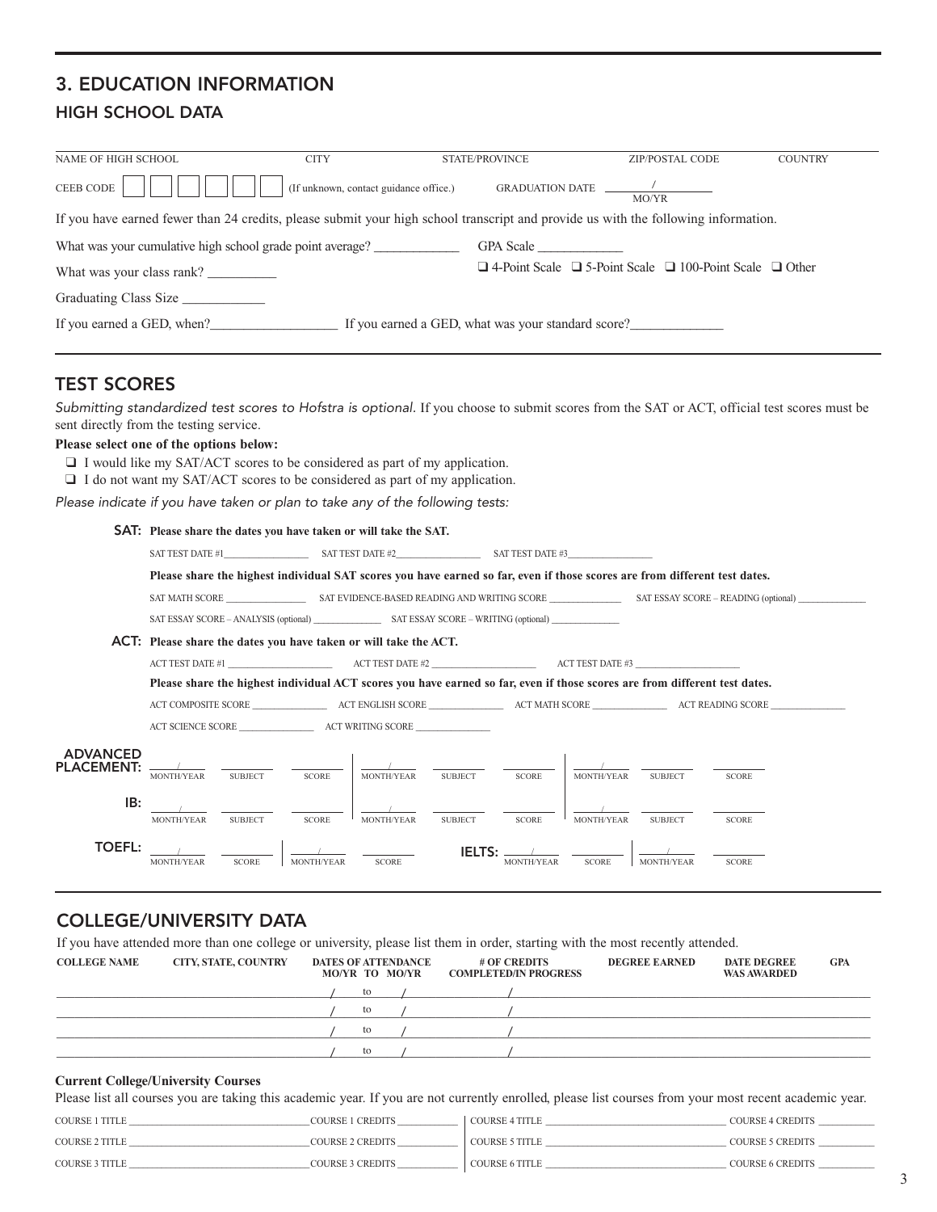## 3. EDUCATION INFORMATION

### HIGH SCHOOL DATA

| NAME OF HIGH SCHOOL | CITY | STATE/PROVINCE | ZIP/POSTAL CODE | COUNTRY |
| --- | --- | --- | --- | --- |
| | | | | |

CEEB CODE ☐☐☐☐☐☐ (If unknown, contact guidance office.) GRADUATION DATE ____/____ MO/YR

If you have earned fewer than 24 credits, please submit your high school transcript and provide us with the following information.

What was your cumulative high school grade point average? ____________ GPA Scale ____________

What was your class rank? __________ ☐ 4-Point Scale ☐ 5-Point Scale ☐ 100-Point Scale ☐ Other

Graduating Class Size ____________

If you earned a GED, when?__________________ If you earned a GED, what was your standard score?_____________

### TEST SCORES

*Submitting standardized test scores to Hofstra is optional.* If you choose to submit scores from the SAT or ACT, official test scores must be sent directly from the testing service.

**Please select one of the options below:**

- ☐ I would like my SAT/ACT scores to be considered as part of my application.
- ☐ I do not want my SAT/ACT scores to be considered as part of my application.

*Please indicate if you have taken or plan to take any of the following tests:*

**SAT: Please share the dates you have taken or will take the SAT.**

SAT TEST DATE #1________________ SAT TEST DATE #2________________ SAT TEST DATE #3________________

**Please share the highest individual SAT scores you have earned so far, even if those scores are from different test dates.**

SAT MATH SCORE ______________ SAT EVIDENCE-BASED READING AND WRITING SCORE ______________ SAT ESSAY SCORE – READING (optional) ______________

SAT ESSAY SCORE – ANALYSIS (optional) ______________ SAT ESSAY SCORE – WRITING (optional) ______________

**ACT: Please share the dates you have taken or will take the ACT.**

ACT TEST DATE #1 ________________ ACT TEST DATE #2 ________________ ACT TEST DATE #3 ________________

**Please share the highest individual ACT scores you have earned so far, even if those scores are from different test dates.**

ACT COMPOSITE SCORE ______________ ACT ENGLISH SCORE ______________ ACT MATH SCORE ______________ ACT READING SCORE ______________

ACT SCIENCE SCORE ______________ ACT WRITING SCORE ______________

| | MONTH/YEAR | SUBJECT | SCORE | MONTH/YEAR | SUBJECT | SCORE | MONTH/YEAR | SUBJECT | SCORE |
| --- | --- | --- | --- | --- | --- | --- | --- | --- | --- |
| **ADVANCED PLACEMENT:** | / | | | / | | | / | | |
| **IB:** | / | | | / | | | / | | |

| | MONTH/YEAR | SCORE | MONTH/YEAR | SCORE |
| --- | --- | --- | --- | --- |
| **TOEFL:** | / | | / | |
| **IELTS:** | / | | / | |

### COLLEGE/UNIVERSITY DATA

If you have attended more than one college or university, please list them in order, starting with the most recently attended.

| COLLEGE NAME | CITY, STATE, COUNTRY | DATES OF ATTENDANCE MO/YR TO MO/YR | # OF CREDITS COMPLETED/IN PROGRESS | DEGREE EARNED | DATE DEGREE WAS AWARDED | GPA |
| --- | --- | --- | --- | --- | --- | --- |
| | | / to / | / | | | |
| | | / to / | / | | | |
| | | / to / | / | | | |
| | | / to / | / | | | |

**Current College/University Courses**

Please list all courses you are taking this academic year. If you are not currently enrolled, please list courses from your most recent academic year.

| COURSE TITLE | COURSE CREDITS | COURSE TITLE | COURSE CREDITS |
| --- | --- | --- | --- |
| COURSE 1 TITLE ____________ | COURSE 1 CREDITS ______ | COURSE 4 TITLE ____________ | COURSE 4 CREDITS ______ |
| COURSE 2 TITLE ____________ | COURSE 2 CREDITS ______ | COURSE 5 TITLE ____________ | COURSE 5 CREDITS ______ |
| COURSE 3 TITLE ____________ | COURSE 3 CREDITS ______ | COURSE 6 TITLE ____________ | COURSE 6 CREDITS ______ |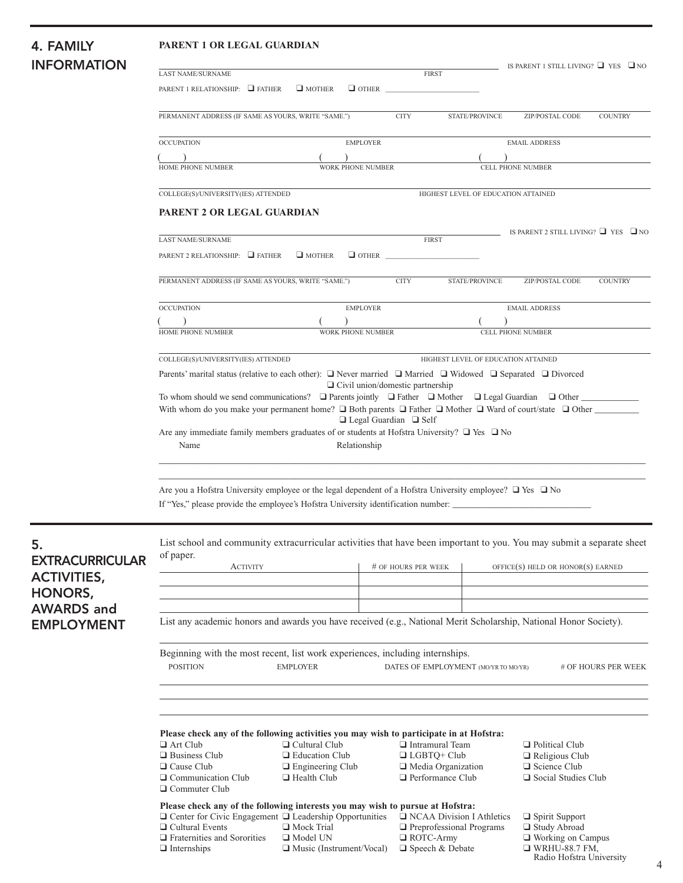## 4. FAMILY INFORMATION

### PARENT 1 OR LEGAL GUARDIAN

LAST NAME/SURNAME ______ FIRST ______ IS PARENT 1 STILL LIVING? ❑ YES ❑ NO

PARENT 1 RELATIONSHIP: ❑ FATHER ❑ MOTHER ❑ OTHER ______

PERMANENT ADDRESS (IF SAME AS YOURS, WRITE "SAME.") ______ CITY ______ STATE/PROVINCE ______ ZIP/POSTAL CODE ______ COUNTRY ______

OCCUPATION ______ EMPLOYER ______ EMAIL ADDRESS ______

( ) HOME PHONE NUMBER ______ ( ) WORK PHONE NUMBER ______ ( ) CELL PHONE NUMBER ______

COLLEGE(S)/UNIVERSITY(IES) ATTENDED ______ HIGHEST LEVEL OF EDUCATION ATTAINED ______

### PARENT 2 OR LEGAL GUARDIAN

LAST NAME/SURNAME ______ FIRST ______ IS PARENT 2 STILL LIVING? ❑ YES ❑ NO

PARENT 2 RELATIONSHIP: ❑ FATHER ❑ MOTHER ❑ OTHER ______

PERMANENT ADDRESS (IF SAME AS YOURS, WRITE "SAME.") ______ CITY ______ STATE/PROVINCE ______ ZIP/POSTAL CODE ______ COUNTRY ______

OCCUPATION ______ EMPLOYER ______ EMAIL ADDRESS ______

( ) HOME PHONE NUMBER ______ ( ) WORK PHONE NUMBER ______ ( ) CELL PHONE NUMBER ______

COLLEGE(S)/UNIVERSITY(IES) ATTENDED ______ HIGHEST LEVEL OF EDUCATION ATTAINED ______

Parents' marital status (relative to each other): ❑ Never married ❑ Married ❑ Widowed ❑ Separated ❑ Divorced ❑ Civil union/domestic partnership

To whom should we send communications? ❑ Parents jointly ❑ Father ❑ Mother ❑ Legal Guardian ❑ Other ______

With whom do you make your permanent home? ❑ Both parents ❑ Father ❑ Mother ❑ Ward of court/state ❑ Other ______ ❑ Legal Guardian ❑ Self

Are any immediate family members graduates of or students at Hofstra University? ❑ Yes ❑ No

Name ______ Relationship ______

Are you a Hofstra University employee or the legal dependent of a Hofstra University employee? ❑ Yes ❑ No

If "Yes," please provide the employee's Hofstra University identification number: ______

## 5. EXTRACURRICULAR ACTIVITIES, HONORS, AWARDS and EMPLOYMENT

List school and community extracurricular activities that have been important to you. You may submit a separate sheet of paper.

| ACTIVITY | # OF HOURS PER WEEK | OFFICE(S) HELD OR HONOR(S) EARNED |
|---|---|---|
| | | |
| | | |
| | | |

List any academic honors and awards you have received (e.g., National Merit Scholarship, National Honor Society).

______

Beginning with the most recent, list work experiences, including internships.

| POSITION | EMPLOYER | DATES OF EMPLOYMENT (MO/YR TO MO/YR) | # OF HOURS PER WEEK |
|---|---|---|---|
| | | | |
| | | | |
| | | | |

**Please check any of the following activities you may wish to participate in at Hofstra:**

- ❑ Art Club
- ❑ Business Club
- ❑ Cause Club
- ❑ Communication Club
- ❑ Commuter Club
- ❑ Cultural Club
- ❑ Education Club
- ❑ Engineering Club
- ❑ Health Club
- ❑ Intramural Team
- ❑ LGBTQ+ Club
- ❑ Media Organization
- ❑ Performance Club
- ❑ Political Club
- ❑ Religious Club
- ❑ Science Club
- ❑ Social Studies Club

**Please check any of the following interests you may wish to pursue at Hofstra:**

- ❑ Center for Civic Engagement
- ❑ Cultural Events
- ❑ Fraternities and Sororities
- ❑ Internships
- ❑ Leadership Opportunities
- ❑ Mock Trial
- ❑ Model UN
- ❑ Music (Instrument/Vocal)
- ❑ NCAA Division I Athletics
- ❑ Preprofessional Programs
- ❑ ROTC-Army
- ❑ Speech & Debate
- ❑ Spirit Support
- ❑ Study Abroad
- ❑ Working on Campus
- ❑ WRHU-88.7 FM, Radio Hofstra University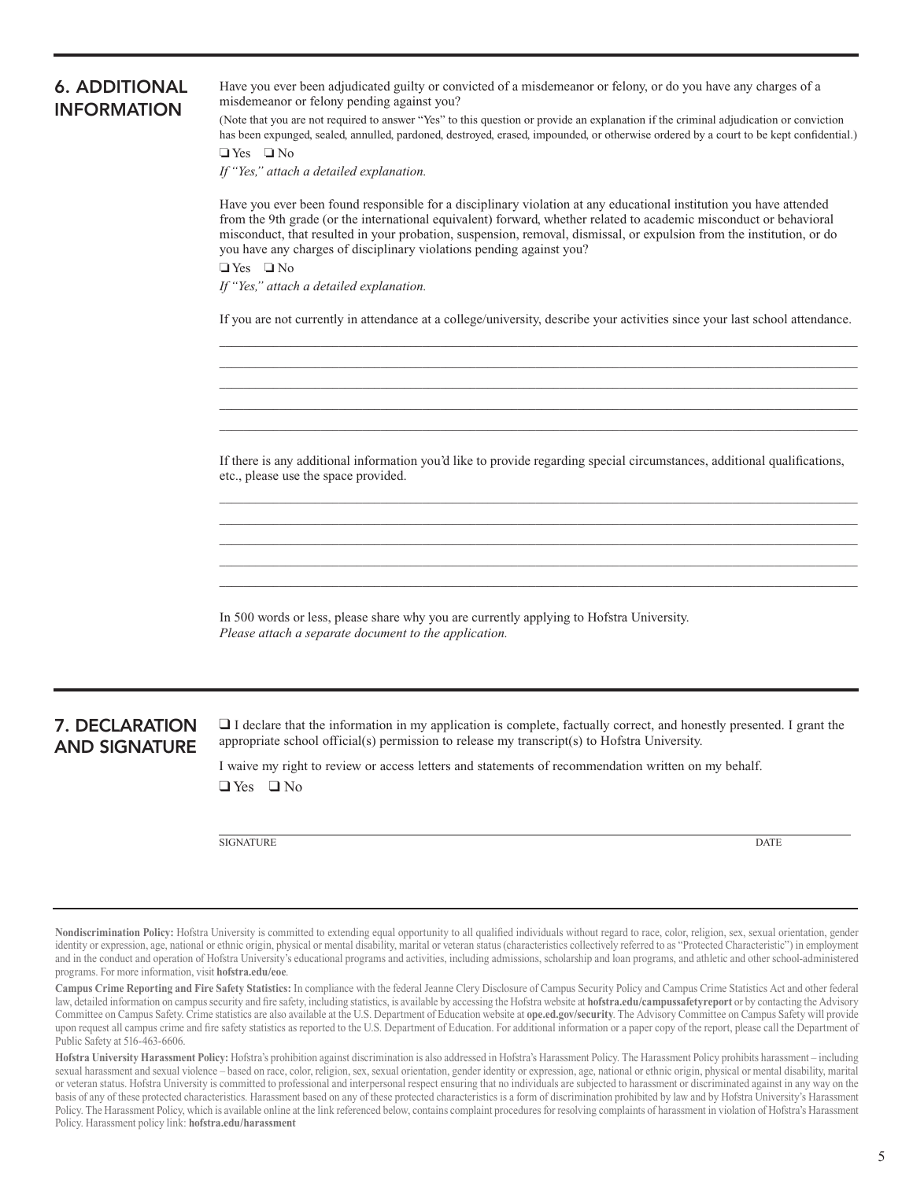## 6. ADDITIONAL INFORMATION

Have you ever been adjudicated guilty or convicted of a misdemeanor or felony, or do you have any charges of a misdemeanor or felony pending against you?

(Note that you are not required to answer "Yes" to this question or provide an explanation if the criminal adjudication or conviction has been expunged, sealed, annulled, pardoned, destroyed, erased, impounded, or otherwise ordered by a court to be kept confidential.)

❑ Yes ❑ No

*If "Yes," attach a detailed explanation.*

Have you ever been found responsible for a disciplinary violation at any educational institution you have attended from the 9th grade (or the international equivalent) forward, whether related to academic misconduct or behavioral misconduct, that resulted in your probation, suspension, removal, dismissal, or expulsion from the institution, or do you have any charges of disciplinary violations pending against you?

❑ Yes ❑ No

*If "Yes," attach a detailed explanation.*

If you are not currently in attendance at a college/university, describe your activities since your last school attendance.

_______________________________________________________________________________

_______________________________________________________________________________

_______________________________________________________________________________

_______________________________________________________________________________

_______________________________________________________________________________

If there is any additional information you'd like to provide regarding special circumstances, additional qualifications, etc., please use the space provided.

_______________________________________________________________________________

_______________________________________________________________________________

_______________________________________________________________________________

_______________________________________________________________________________

_______________________________________________________________________________

In 500 words or less, please share why you are currently applying to Hofstra University.
*Please attach a separate document to the application.*

## 7. DECLARATION AND SIGNATURE

❑ I declare that the information in my application is complete, factually correct, and honestly presented. I grant the appropriate school official(s) permission to release my transcript(s) to Hofstra University.

I waive my right to review or access letters and statements of recommendation written on my behalf.

❑ Yes ❑ No

_______________________________________________________________________________

SIGNATURE DATE

**Nondiscrimination Policy:** Hofstra University is committed to extending equal opportunity to all qualified individuals without regard to race, color, religion, sex, sexual orientation, gender identity or expression, age, national or ethnic origin, physical or mental disability, marital or veteran status (characteristics collectively referred to as "Protected Characteristic") in employment and in the conduct and operation of Hofstra University's educational programs and activities, including admissions, scholarship and loan programs, and athletic and other school-administered programs. For more information, visit **hofstra.edu/eoe**.

**Campus Crime Reporting and Fire Safety Statistics:** In compliance with the federal Jeanne Clery Disclosure of Campus Security Policy and Campus Crime Statistics Act and other federal law, detailed information on campus security and fire safety, including statistics, is available by accessing the Hofstra website at **hofstra.edu/campussafetyreport** or by contacting the Advisory Committee on Campus Safety. Crime statistics are also available at the U.S. Department of Education website at **ope.ed.gov/security**. The Advisory Committee on Campus Safety will provide upon request all campus crime and fire safety statistics as reported to the U.S. Department of Education. For additional information or a paper copy of the report, please call the Department of Public Safety at 516-463-6606.

**Hofstra University Harassment Policy:** Hofstra's prohibition against discrimination is also addressed in Hofstra's Harassment Policy. The Harassment Policy prohibits harassment – including sexual harassment and sexual violence – based on race, color, religion, sex, sexual orientation, gender identity or expression, age, national or ethnic origin, physical or mental disability, marital or veteran status. Hofstra University is committed to professional and interpersonal respect ensuring that no individuals are subjected to harassment or discriminated against in any way on the basis of any of these protected characteristics. Harassment based on any of these protected characteristics is a form of discrimination prohibited by law and by Hofstra University's Harassment Policy. The Harassment Policy, which is available online at the link referenced below, contains complaint procedures for resolving complaints of harassment in violation of Hofstra's Harassment Policy. Harassment policy link: **hofstra.edu/harassment**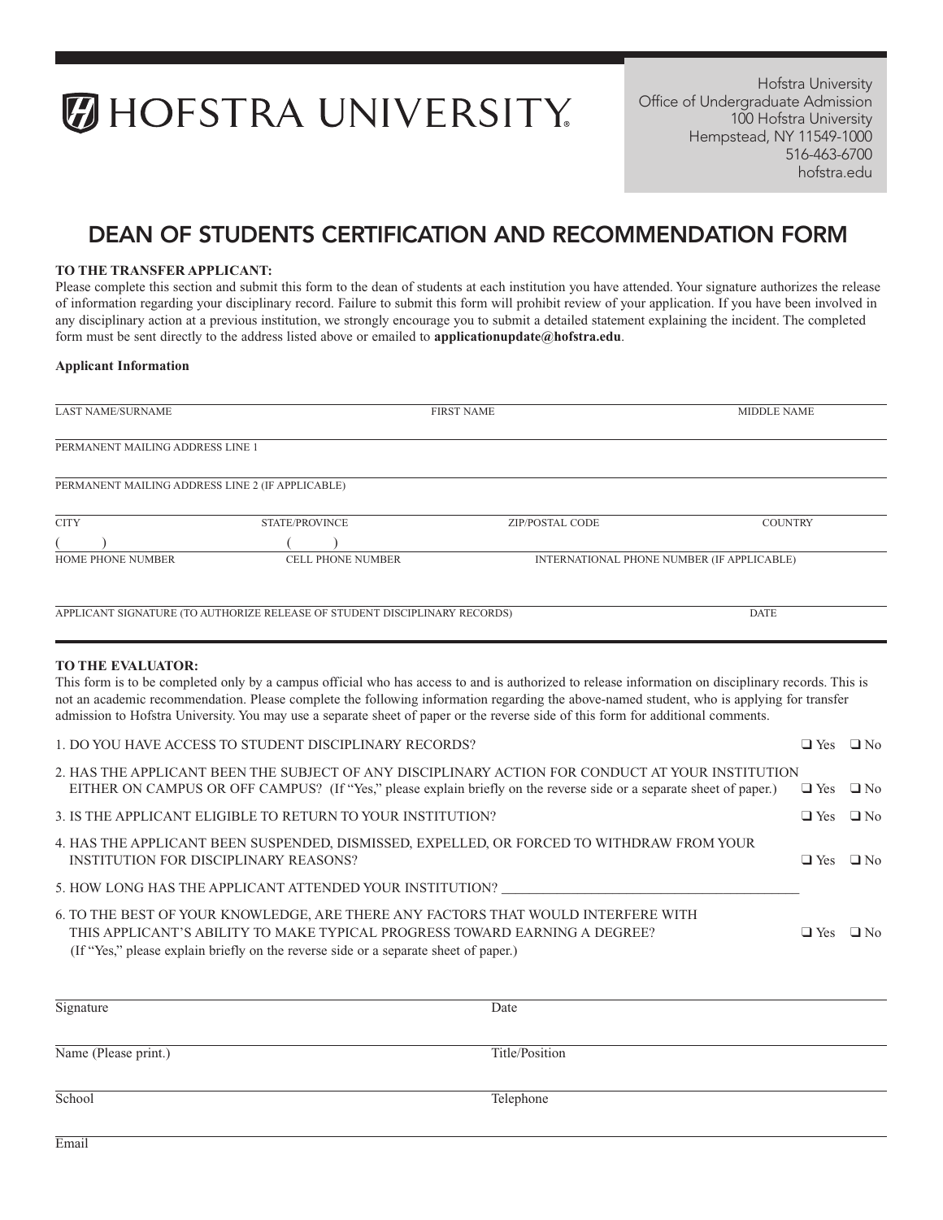# HOFSTRA UNIVERSITY

Hofstra University
Office of Undergraduate Admission
100 Hofstra University
Hempstead, NY 11549-1000
516-463-6700
hofstra.edu

## DEAN OF STUDENTS CERTIFICATION AND RECOMMENDATION FORM

**TO THE TRANSFER APPLICANT:**

Please complete this section and submit this form to the dean of students at each institution you have attended. Your signature authorizes the release of information regarding your disciplinary record. Failure to submit this form will prohibit review of your application. If you have been involved in any disciplinary action at a previous institution, we strongly encourage you to submit a detailed statement explaining the incident. The completed form must be sent directly to the address listed above or emailed to **applicationupdate@hofstra.edu**.

**Applicant Information**

LAST NAME/SURNAME ______________ FIRST NAME ______________ MIDDLE NAME ______________

PERMANENT MAILING ADDRESS LINE 1 ______________

PERMANENT MAILING ADDRESS LINE 2 (IF APPLICABLE) ______________

CITY ______________ STATE/PROVINCE ______________ ZIP/POSTAL CODE ______________ COUNTRY ______________

(     ) HOME PHONE NUMBER ______________ (     ) CELL PHONE NUMBER ______________ INTERNATIONAL PHONE NUMBER (IF APPLICABLE) ______________

APPLICANT SIGNATURE (TO AUTHORIZE RELEASE OF STUDENT DISCIPLINARY RECORDS) ______________ DATE ______________

**TO THE EVALUATOR:**

This form is to be completed only by a campus official who has access to and is authorized to release information on disciplinary records. This is not an academic recommendation. Please complete the following information regarding the above-named student, who is applying for transfer admission to Hofstra University. You may use a separate sheet of paper or the reverse side of this form for additional comments.

1. DO YOU HAVE ACCESS TO STUDENT DISCIPLINARY RECORDS? ❑ Yes ❑ No
2. HAS THE APPLICANT BEEN THE SUBJECT OF ANY DISCIPLINARY ACTION FOR CONDUCT AT YOUR INSTITUTION EITHER ON CAMPUS OR OFF CAMPUS? (If "Yes," please explain briefly on the reverse side or a separate sheet of paper.) ❑ Yes ❑ No
3. IS THE APPLICANT ELIGIBLE TO RETURN TO YOUR INSTITUTION? ❑ Yes ❑ No
4. HAS THE APPLICANT BEEN SUSPENDED, DISMISSED, EXPELLED, OR FORCED TO WITHDRAW FROM YOUR INSTITUTION FOR DISCIPLINARY REASONS? ❑ Yes ❑ No
5. HOW LONG HAS THE APPLICANT ATTENDED YOUR INSTITUTION? ______________________________
6. TO THE BEST OF YOUR KNOWLEDGE, ARE THERE ANY FACTORS THAT WOULD INTERFERE WITH THIS APPLICANT'S ABILITY TO MAKE TYPICAL PROGRESS TOWARD EARNING A DEGREE? ❑ Yes ❑ No
   (If "Yes," please explain briefly on the reverse side or a separate sheet of paper.)

Signature ______________ Date ______________

Name (Please print.) ______________ Title/Position ______________

School ______________ Telephone ______________

Email ______________